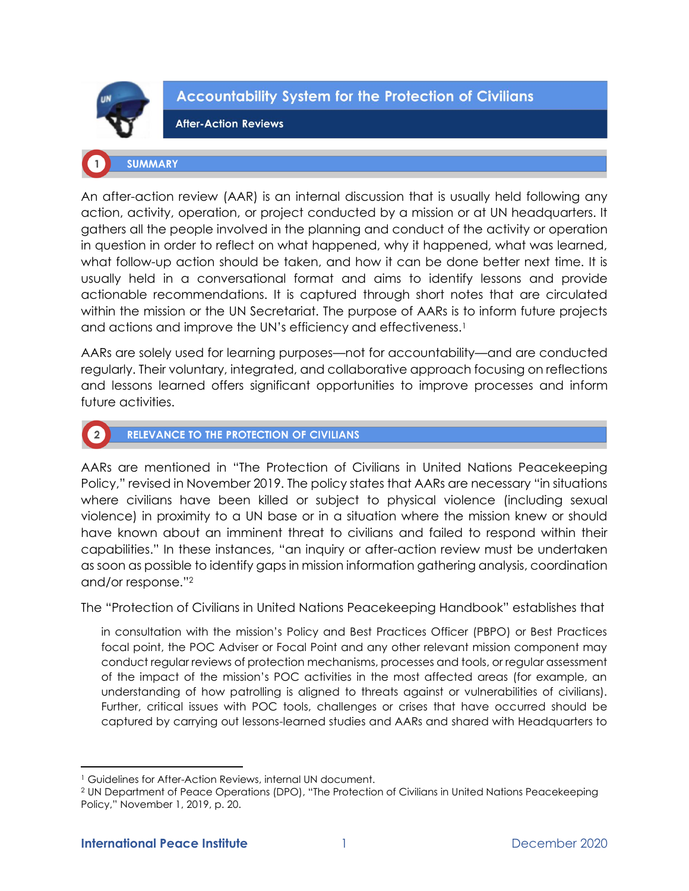# Accountability System for the Protection of Civilians

## After-Action Reviews

## 1 SUMMARY

An after-action review (AAR) is an internal discussion that is usually held following any action, activity, operation, or project conducted by a mission or at UN headquarters. It gathers all the people involved in the planning and conduct of the activity or operation in question in order to reflect on what happened, why it happened, what was learned, what follow-up action should be taken, and how it can be done better next time. It is usually held in a conversational format and aims to identify lessons and provide actionable recommendations. It is captured through short notes that are circulated within the mission or the UN Secretariat. The purpose of AARs is to inform future projects and actions and improve the UN's efficiency and effectiveness.[1]

AARs are solely used for learning purposes—not for accountability—and are conducted regularly. Their voluntary, integrated, and collaborative approach focusing on reflections and lessons learned offers significant opportunities to improve processes and inform future activities.

## 2 RELEVANCE TO THE PROTECTION OF CIVILIANS

AARs are mentioned in "The Protection of Civilians in United Nations Peacekeeping Policy," revised in November 2019. The policy states that AARs are necessary "in situations where civilians have been killed or subject to physical violence (including sexual violence) in proximity to a UN base or in a situation where the mission knew or should have known about an imminent threat to civilians and failed to respond within their capabilities." In these instances, "an inquiry or after-action review must be undertaken as soon as possible to identify gaps in mission information gathering analysis, coordination and/or response."[2]

The "Protection of Civilians in United Nations Peacekeeping Handbook" establishes that

> in consultation with the mission's Policy and Best Practices Officer (PBPO) or Best Practices focal point, the POC Adviser or Focal Point and any other relevant mission component may conduct regular reviews of protection mechanisms, processes and tools, or regular assessment of the impact of the mission's POC activities in the most affected areas (for example, an understanding of how patrolling is aligned to threats against or vulnerabilities of civilians). Further, critical issues with POC tools, challenges or crises that have occurred should be captured by carrying out lessons-learned studies and AARs and shared with Headquarters to

---

[1] Guidelines for After-Action Reviews, internal UN document.

[2] UN Department of Peace Operations (DPO), "The Protection of Civilians in United Nations Peacekeeping Policy," November 1, 2019, p. 20.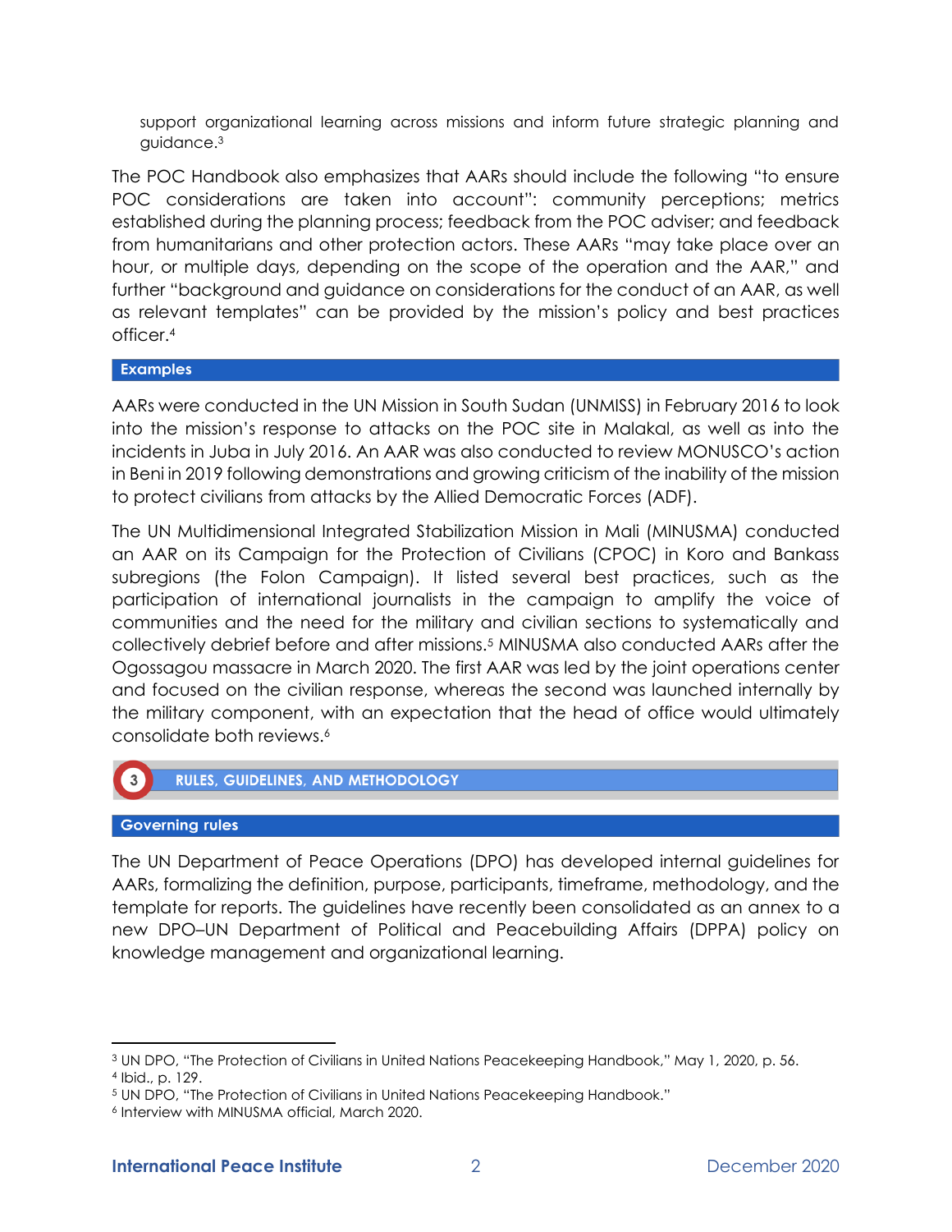support organizational learning across missions and inform future strategic planning and guidance.[3]

The POC Handbook also emphasizes that AARs should include the following "to ensure POC considerations are taken into account": community perceptions; metrics established during the planning process; feedback from the POC adviser; and feedback from humanitarians and other protection actors. These AARs "may take place over an hour, or multiple days, depending on the scope of the operation and the AAR," and further "background and guidance on considerations for the conduct of an AAR, as well as relevant templates" can be provided by the mission's policy and best practices officer.[4]

### Examples

AARs were conducted in the UN Mission in South Sudan (UNMISS) in February 2016 to look into the mission's response to attacks on the POC site in Malakal, as well as into the incidents in Juba in July 2016. An AAR was also conducted to review MONUSCO's action in Beni in 2019 following demonstrations and growing criticism of the inability of the mission to protect civilians from attacks by the Allied Democratic Forces (ADF).

The UN Multidimensional Integrated Stabilization Mission in Mali (MINUSMA) conducted an AAR on its Campaign for the Protection of Civilians (CPOC) in Koro and Bankass subregions (the Folon Campaign). It listed several best practices, such as the participation of international journalists in the campaign to amplify the voice of communities and the need for the military and civilian sections to systematically and collectively debrief before and after missions.[5] MINUSMA also conducted AARs after the Ogossagou massacre in March 2020. The first AAR was led by the joint operations center and focused on the civilian response, whereas the second was launched internally by the military component, with an expectation that the head of office would ultimately consolidate both reviews.[6]

## 3 RULES, GUIDELINES, AND METHODOLOGY

### Governing rules

The UN Department of Peace Operations (DPO) has developed internal guidelines for AARs, formalizing the definition, purpose, participants, timeframe, methodology, and the template for reports. The guidelines have recently been consolidated as an annex to a new DPO–UN Department of Political and Peacebuilding Affairs (DPPA) policy on knowledge management and organizational learning.

---

[3] UN DPO, "The Protection of Civilians in United Nations Peacekeeping Handbook," May 1, 2020, p. 56.

[4] Ibid., p. 129.

[5] UN DPO, "The Protection of Civilians in United Nations Peacekeeping Handbook."

[6] Interview with MINUSMA official, March 2020.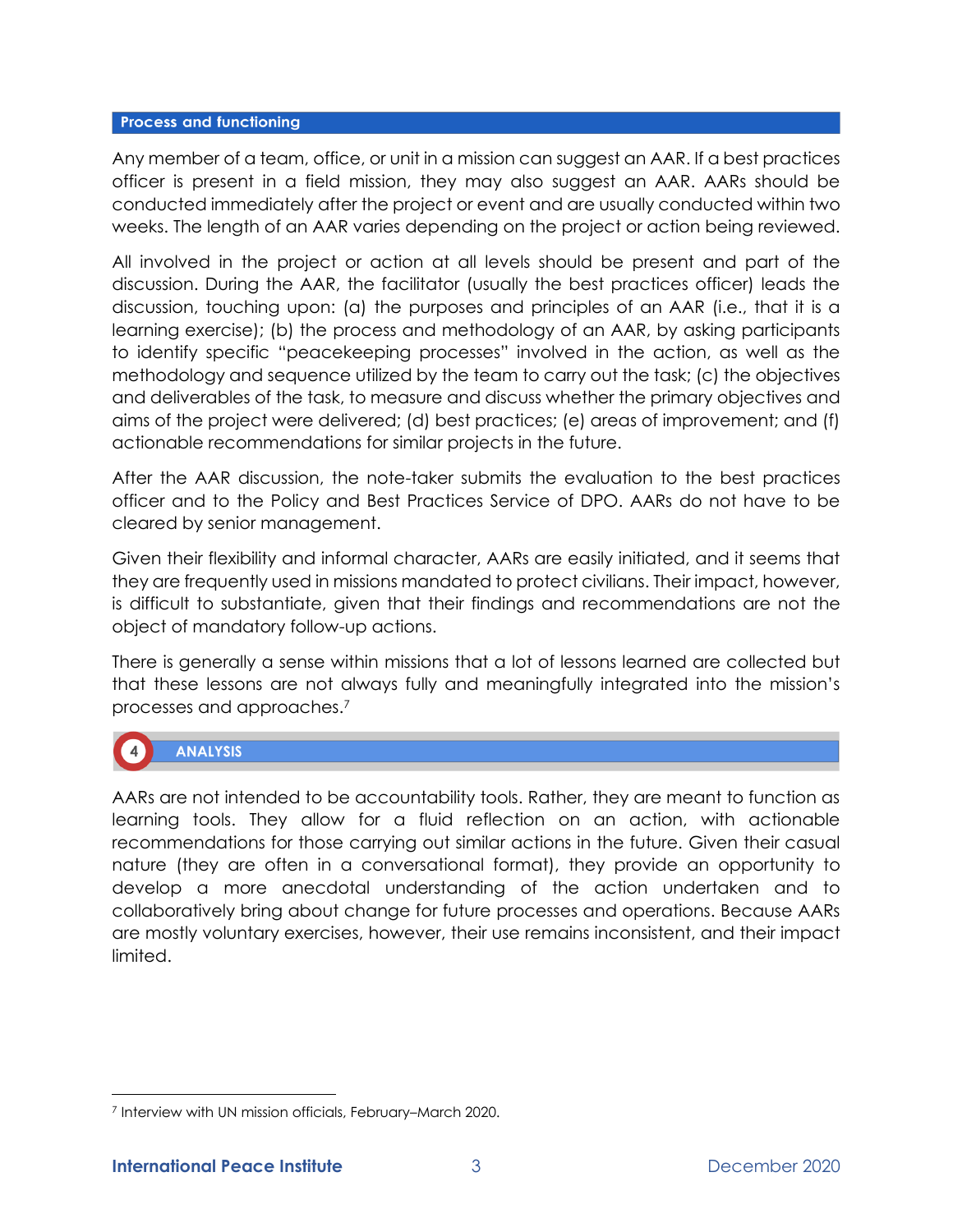### Process and functioning

Any member of a team, office, or unit in a mission can suggest an AAR. If a best practices officer is present in a field mission, they may also suggest an AAR. AARs should be conducted immediately after the project or event and are usually conducted within two weeks. The length of an AAR varies depending on the project or action being reviewed.

All involved in the project or action at all levels should be present and part of the discussion. During the AAR, the facilitator (usually the best practices officer) leads the discussion, touching upon: (a) the purposes and principles of an AAR (i.e., that it is a learning exercise); (b) the process and methodology of an AAR, by asking participants to identify specific "peacekeeping processes" involved in the action, as well as the methodology and sequence utilized by the team to carry out the task; (c) the objectives and deliverables of the task, to measure and discuss whether the primary objectives and aims of the project were delivered; (d) best practices; (e) areas of improvement; and (f) actionable recommendations for similar projects in the future.

After the AAR discussion, the note-taker submits the evaluation to the best practices officer and to the Policy and Best Practices Service of DPO. AARs do not have to be cleared by senior management.

Given their flexibility and informal character, AARs are easily initiated, and it seems that they are frequently used in missions mandated to protect civilians. Their impact, however, is difficult to substantiate, given that their findings and recommendations are not the object of mandatory follow-up actions.

There is generally a sense within missions that a lot of lessons learned are collected but that these lessons are not always fully and meaningfully integrated into the mission's processes and approaches.[7]

## 4 ANALYSIS

AARs are not intended to be accountability tools. Rather, they are meant to function as learning tools. They allow for a fluid reflection on an action, with actionable recommendations for those carrying out similar actions in the future. Given their casual nature (they are often in a conversational format), they provide an opportunity to develop a more anecdotal understanding of the action undertaken and to collaboratively bring about change for future processes and operations. Because AARs are mostly voluntary exercises, however, their use remains inconsistent, and their impact limited.

---

[7] Interview with UN mission officials, February–March 2020.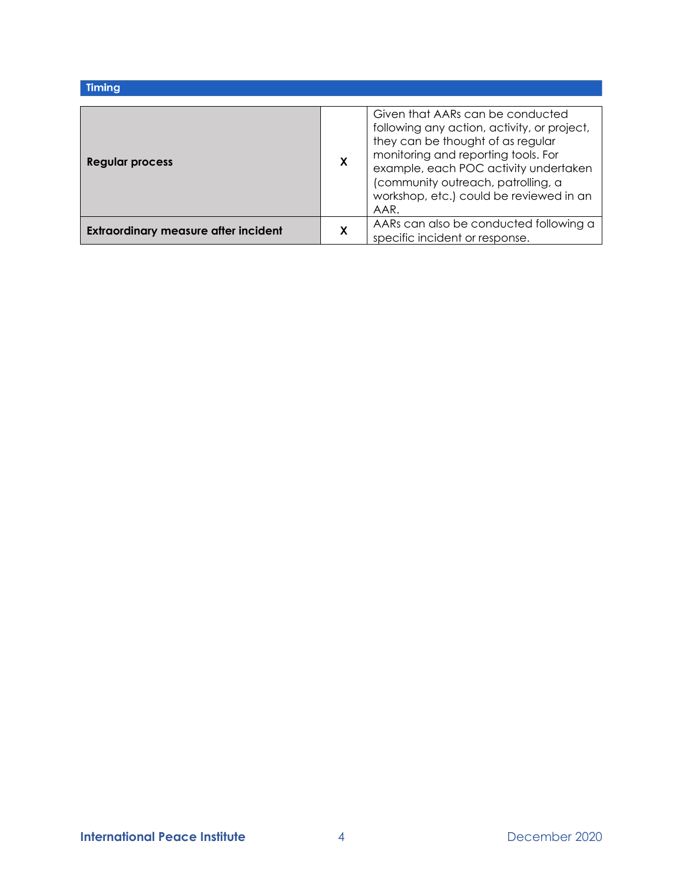| Timing | | |
|---|---|---|
| **Regular process** | **X** | Given that AARs can be conducted following any action, activity, or project, they can be thought of as regular monitoring and reporting tools. For example, each POC activity undertaken (community outreach, patrolling, a workshop, etc.) could be reviewed in an AAR. |
| **Extraordinary measure after incident** | **X** | AARs can also be conducted following a specific incident or response. |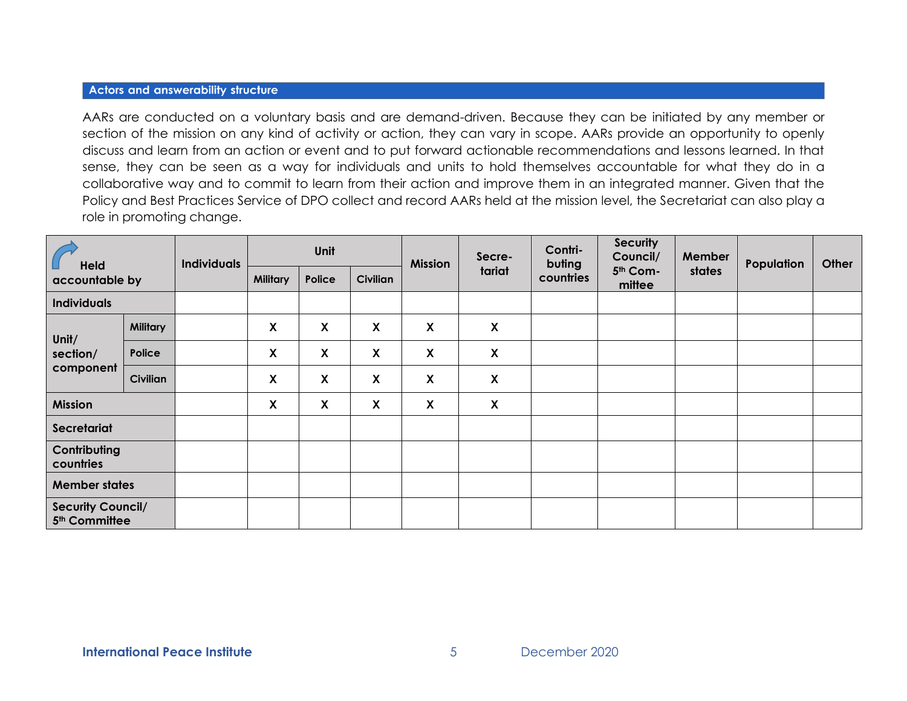## Actors and answerability structure

AARs are conducted on a voluntary basis and are demand-driven. Because they can be initiated by any member or section of the mission on any kind of activity or action, they can vary in scope. AARs provide an opportunity to openly discuss and learn from an action or event and to put forward actionable recommendations and lessons learned. In that sense, they can be seen as a way for individuals and units to hold themselves accountable for what they do in a collaborative way and to commit to learn from their action and improve them in an integrated manner. Given that the Policy and Best Practices Service of DPO collect and record AARs held at the mission level, the Secretariat can also play a role in promoting change.

| Held accountable by | | Individuals | Unit | | | Mission | Secretariat | Contributing countries | Security Council/ 5th Committee | Member states | Population | Other |
|---|---|---|---|---|---|---|---|---|---|---|---|---|
| | | | Military | Police | Civilian | | | | | | | |
| Individuals | | | | | | | | | | | | |
| Unit/ section/ component | Military | | X | X | X | X | X | | | | | |
| | Police | | X | X | X | X | X | | | | | |
| | Civilian | | X | X | X | X | X | | | | | |
| Mission | | | X | X | X | X | X | | | | | |
| Secretariat | | | | | | | | | | | | |
| Contributing countries | | | | | | | | | | | | |
| Member states | | | | | | | | | | | | |
| Security Council/ 5th Committee | | | | | | | | | | | | |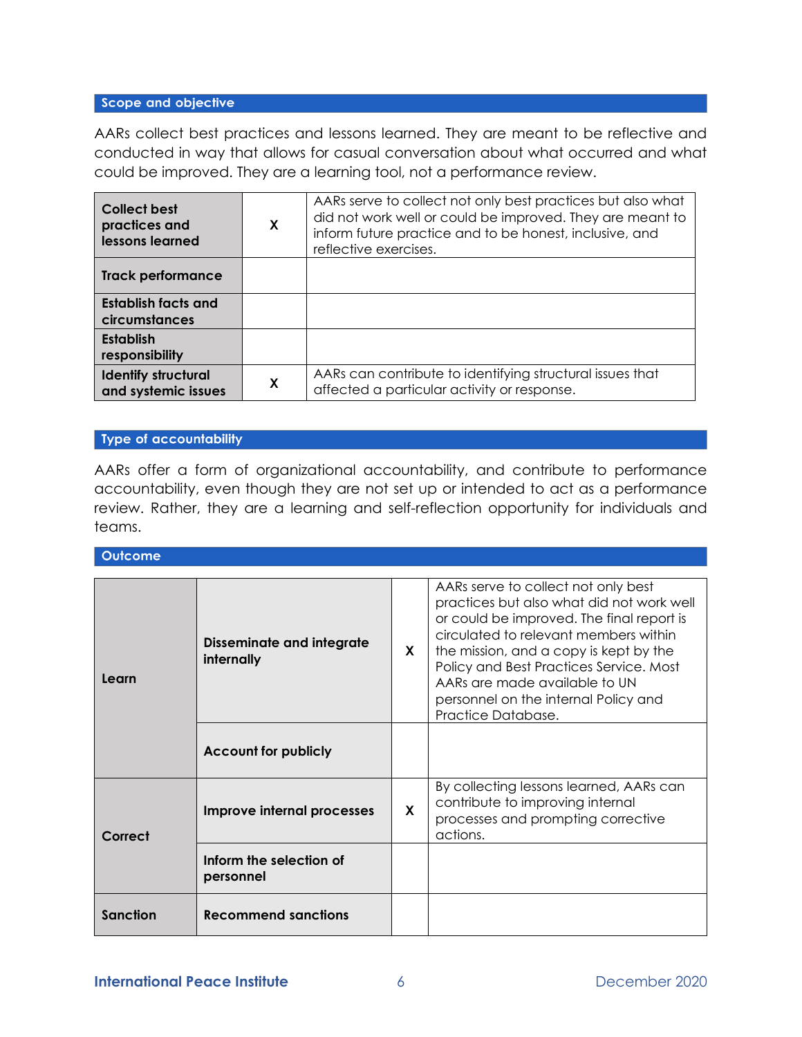## Scope and objective

AARs collect best practices and lessons learned. They are meant to be reflective and conducted in way that allows for casual conversation about what occurred and what could be improved. They are a learning tool, not a performance review.

| | | |
|---|---|---|
| **Collect best practices and lessons learned** | X | AARs serve to collect not only best practices but also what did not work well or could be improved. They are meant to inform future practice and to be honest, inclusive, and reflective exercises. |
| **Track performance** | | |
| **Establish facts and circumstances** | | |
| **Establish responsibility** | | |
| **Identify structural and systemic issues** | X | AARs can contribute to identifying structural issues that affected a particular activity or response. |

## Type of accountability

AARs offer a form of organizational accountability, and contribute to performance accountability, even though they are not set up or intended to act as a performance review. Rather, they are a learning and self-reflection opportunity for individuals and teams.

## Outcome

| | | | |
|---|---|---|---|
| **Learn** | **Disseminate and integrate internally** | X | AARs serve to collect not only best practices but also what did not work well or could be improved. The final report is circulated to relevant members within the mission, and a copy is kept by the Policy and Best Practices Service. Most AARs are made available to UN personnel on the internal Policy and Practice Database. |
| | **Account for publicly** | | |
| **Correct** | **Improve internal processes** | X | By collecting lessons learned, AARs can contribute to improving internal processes and prompting corrective actions. |
| | **Inform the selection of personnel** | | |
| **Sanction** | **Recommend sanctions** | | |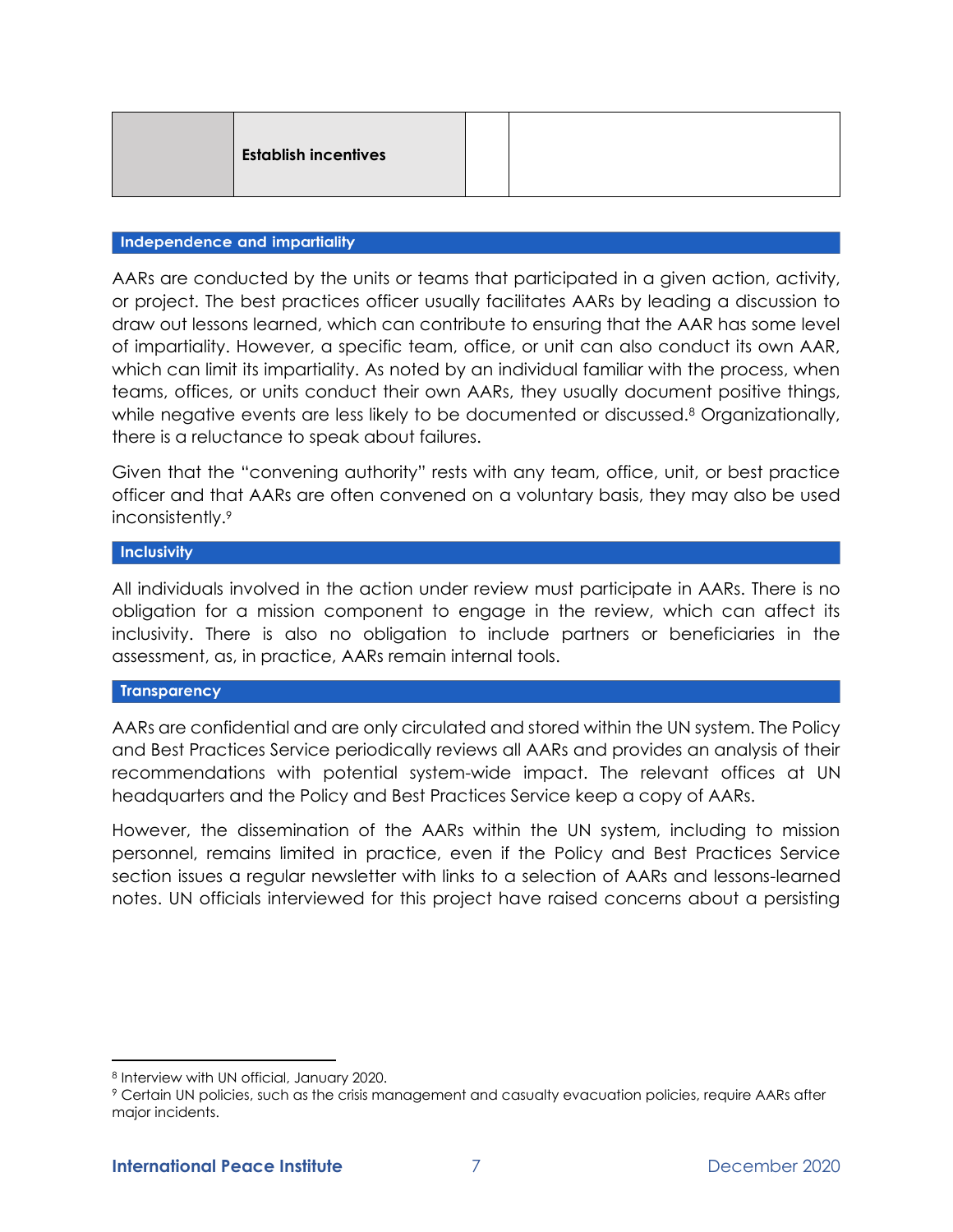|  | Establish incentives |  |  |
|---|---|---|---|

## Independence and impartiality

AARs are conducted by the units or teams that participated in a given action, activity, or project. The best practices officer usually facilitates AARs by leading a discussion to draw out lessons learned, which can contribute to ensuring that the AAR has some level of impartiality. However, a specific team, office, or unit can also conduct its own AAR, which can limit its impartiality. As noted by an individual familiar with the process, when teams, offices, or units conduct their own AARs, they usually document positive things, while negative events are less likely to be documented or discussed.[8] Organizationally, there is a reluctance to speak about failures.

Given that the "convening authority" rests with any team, office, unit, or best practice officer and that AARs are often convened on a voluntary basis, they may also be used inconsistently.[9]

## Inclusivity

All individuals involved in the action under review must participate in AARs. There is no obligation for a mission component to engage in the review, which can affect its inclusivity. There is also no obligation to include partners or beneficiaries in the assessment, as, in practice, AARs remain internal tools.

## Transparency

AARs are confidential and are only circulated and stored within the UN system. The Policy and Best Practices Service periodically reviews all AARs and provides an analysis of their recommendations with potential system-wide impact. The relevant offices at UN headquarters and the Policy and Best Practices Service keep a copy of AARs.

However, the dissemination of the AARs within the UN system, including to mission personnel, remains limited in practice, even if the Policy and Best Practices Service section issues a regular newsletter with links to a selection of AARs and lessons-learned notes. UN officials interviewed for this project have raised concerns about a persisting

---

[8] Interview with UN official, January 2020.

[9] Certain UN policies, such as the crisis management and casualty evacuation policies, require AARs after major incidents.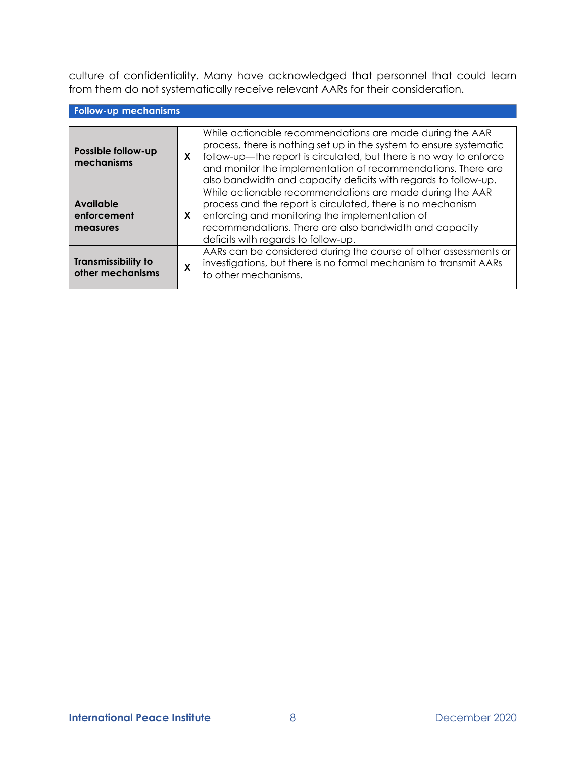culture of confidentiality. Many have acknowledged that personnel that could learn from them do not systematically receive relevant AARs for their consideration.

**Follow-up mechanisms**

| | | |
|---|---|---|
| **Possible follow-up mechanisms** | **X** | While actionable recommendations are made during the AAR process, there is nothing set up in the system to ensure systematic follow-up—the report is circulated, but there is no way to enforce and monitor the implementation of recommendations. There are also bandwidth and capacity deficits with regards to follow-up. |
| **Available enforcement measures** | **X** | While actionable recommendations are made during the AAR process and the report is circulated, there is no mechanism enforcing and monitoring the implementation of recommendations. There are also bandwidth and capacity deficits with regards to follow-up. |
| **Transmissibility to other mechanisms** | **X** | AARs can be considered during the course of other assessments or investigations, but there is no formal mechanism to transmit AARs to other mechanisms. |